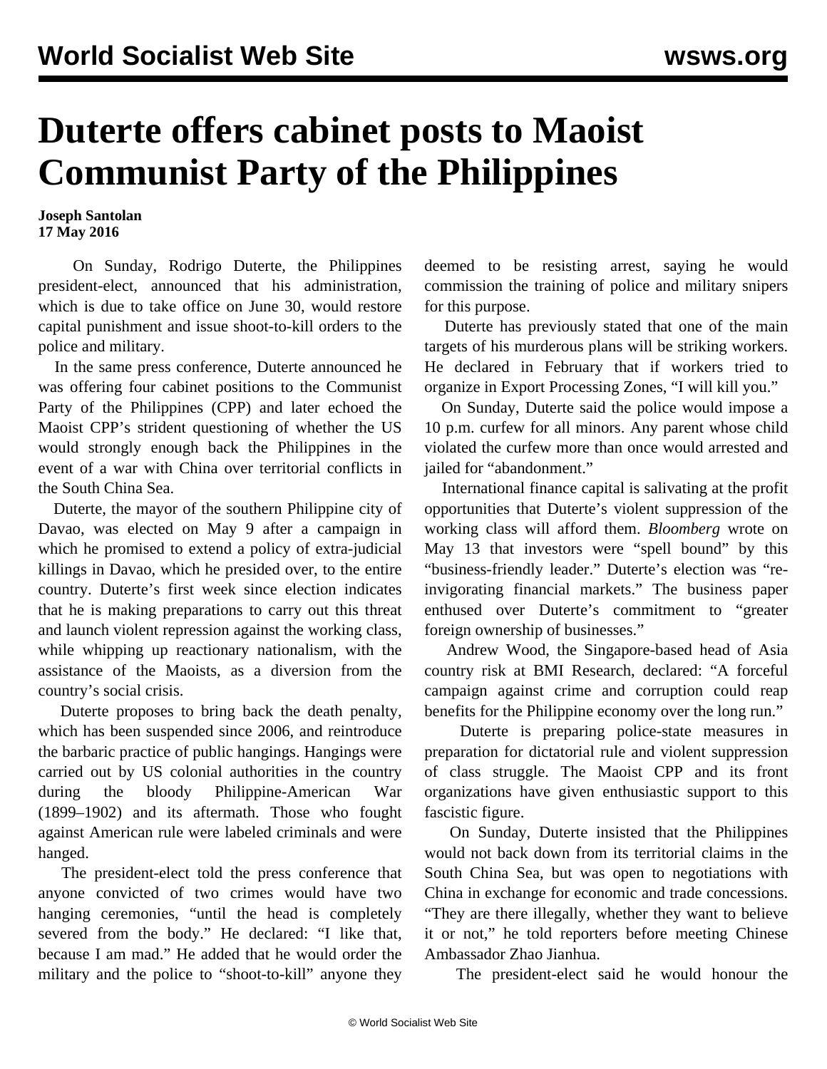# Duterte offers cabinet posts to Maoist Communist Party of the Philippines

**Joseph Santolan**
**17 May 2016**

On Sunday, Rodrigo Duterte, the Philippines president-elect, announced that his administration, which is due to take office on June 30, would restore capital punishment and issue shoot-to-kill orders to the police and military.

In the same press conference, Duterte announced he was offering four cabinet positions to the Communist Party of the Philippines (CPP) and later echoed the Maoist CPP's strident questioning of whether the US would strongly enough back the Philippines in the event of a war with China over territorial conflicts in the South China Sea.

Duterte, the mayor of the southern Philippine city of Davao, was elected on May 9 after a campaign in which he promised to extend a policy of extra-judicial killings in Davao, which he presided over, to the entire country. Duterte's first week since election indicates that he is making preparations to carry out this threat and launch violent repression against the working class, while whipping up reactionary nationalism, with the assistance of the Maoists, as a diversion from the country's social crisis.

Duterte proposes to bring back the death penalty, which has been suspended since 2006, and reintroduce the barbaric practice of public hangings. Hangings were carried out by US colonial authorities in the country during the bloody Philippine-American War (1899–1902) and its aftermath. Those who fought against American rule were labeled criminals and were hanged.

The president-elect told the press conference that anyone convicted of two crimes would have two hanging ceremonies, "until the head is completely severed from the body." He declared: "I like that, because I am mad." He added that he would order the military and the police to "shoot-to-kill" anyone they deemed to be resisting arrest, saying he would commission the training of police and military snipers for this purpose.

Duterte has previously stated that one of the main targets of his murderous plans will be striking workers. He declared in February that if workers tried to organize in Export Processing Zones, "I will kill you."

On Sunday, Duterte said the police would impose a 10 p.m. curfew for all minors. Any parent whose child violated the curfew more than once would arrested and jailed for "abandonment."

International finance capital is salivating at the profit opportunities that Duterte's violent suppression of the working class will afford them. *Bloomberg* wrote on May 13 that investors were "spell bound" by this "business-friendly leader." Duterte's election was "re-invigorating financial markets." The business paper enthused over Duterte's commitment to "greater foreign ownership of businesses."

Andrew Wood, the Singapore-based head of Asia country risk at BMI Research, declared: "A forceful campaign against crime and corruption could reap benefits for the Philippine economy over the long run."

Duterte is preparing police-state measures in preparation for dictatorial rule and violent suppression of class struggle. The Maoist CPP and its front organizations have given enthusiastic support to this fascistic figure.

On Sunday, Duterte insisted that the Philippines would not back down from its territorial claims in the South China Sea, but was open to negotiations with China in exchange for economic and trade concessions. "They are there illegally, whether they want to believe it or not," he told reporters before meeting Chinese Ambassador Zhao Jianhua.

The president-elect said he would honour the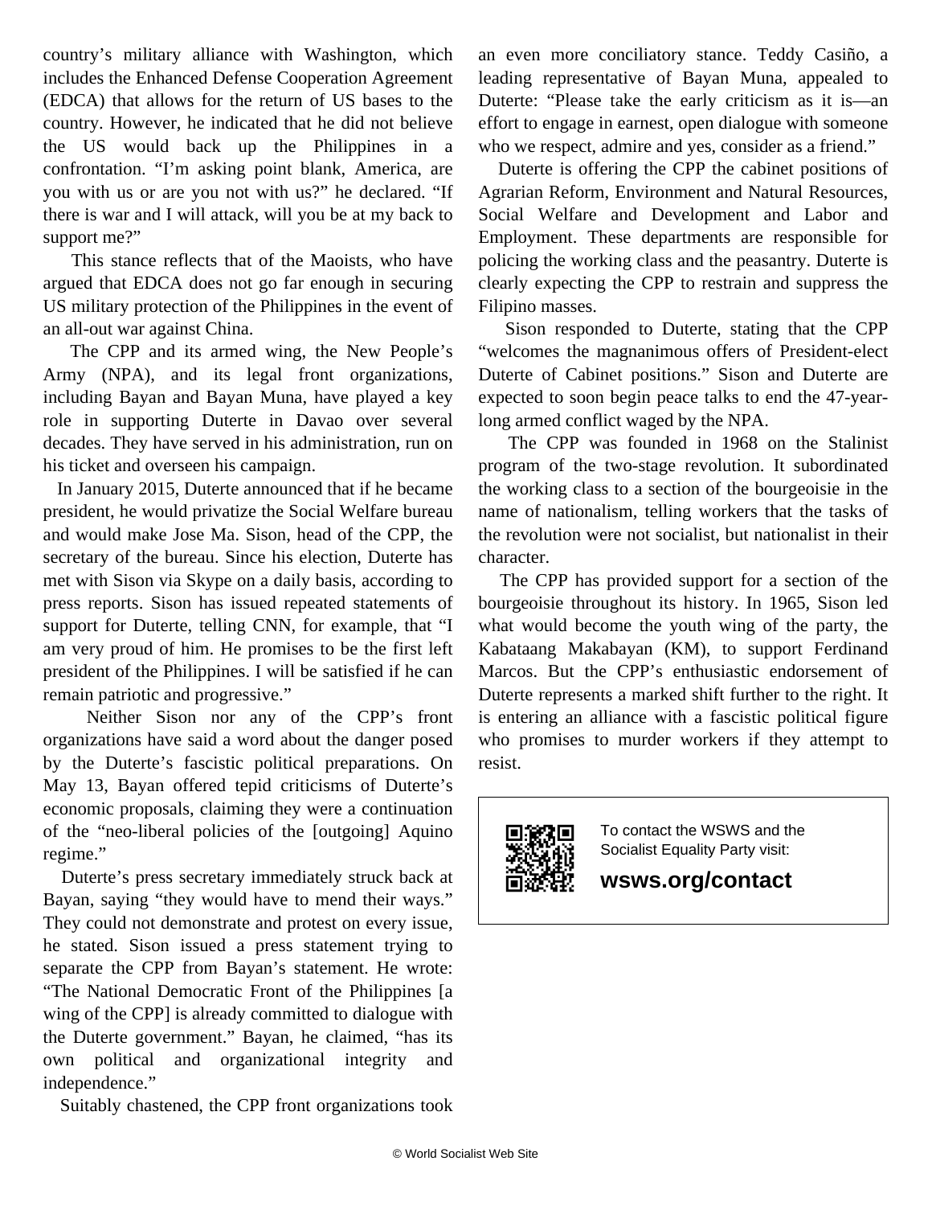country's military alliance with Washington, which includes the Enhanced Defense Cooperation Agreement (EDCA) that allows for the return of US bases to the country. However, he indicated that he did not believe the US would back up the Philippines in a confrontation. "I'm asking point blank, America, are you with us or are you not with us?" he declared. "If there is war and I will attack, will you be at my back to support me?"

This stance reflects that of the Maoists, who have argued that EDCA does not go far enough in securing US military protection of the Philippines in the event of an all-out war against China.

The CPP and its armed wing, the New People's Army (NPA), and its legal front organizations, including Bayan and Bayan Muna, have played a key role in supporting Duterte in Davao over several decades. They have served in his administration, run on his ticket and overseen his campaign.

In January 2015, Duterte announced that if he became president, he would privatize the Social Welfare bureau and would make Jose Ma. Sison, head of the CPP, the secretary of the bureau. Since his election, Duterte has met with Sison via Skype on a daily basis, according to press reports. Sison has issued repeated statements of support for Duterte, telling CNN, for example, that "I am very proud of him. He promises to be the first left president of the Philippines. I will be satisfied if he can remain patriotic and progressive."

Neither Sison nor any of the CPP's front organizations have said a word about the danger posed by the Duterte's fascistic political preparations. On May 13, Bayan offered tepid criticisms of Duterte's economic proposals, claiming they were a continuation of the "neo-liberal policies of the [outgoing] Aquino regime."

Duterte's press secretary immediately struck back at Bayan, saying "they would have to mend their ways." They could not demonstrate and protest on every issue, he stated. Sison issued a press statement trying to separate the CPP from Bayan's statement. He wrote: "The National Democratic Front of the Philippines [a wing of the CPP] is already committed to dialogue with the Duterte government." Bayan, he claimed, "has its own political and organizational integrity and independence."

Suitably chastened, the CPP front organizations took an even more conciliatory stance. Teddy Casiño, a leading representative of Bayan Muna, appealed to Duterte: "Please take the early criticism as it is—an effort to engage in earnest, open dialogue with someone who we respect, admire and yes, consider as a friend."

Duterte is offering the CPP the cabinet positions of Agrarian Reform, Environment and Natural Resources, Social Welfare and Development and Labor and Employment. These departments are responsible for policing the working class and the peasantry. Duterte is clearly expecting the CPP to restrain and suppress the Filipino masses.

Sison responded to Duterte, stating that the CPP "welcomes the magnanimous offers of President-elect Duterte of Cabinet positions." Sison and Duterte are expected to soon begin peace talks to end the 47-year-long armed conflict waged by the NPA.

The CPP was founded in 1968 on the Stalinist program of the two-stage revolution. It subordinated the working class to a section of the bourgeoisie in the name of nationalism, telling workers that the tasks of the revolution were not socialist, but nationalist in their character.

The CPP has provided support for a section of the bourgeoisie throughout its history. In 1965, Sison led what would become the youth wing of the party, the Kabataang Makabayan (KM), to support Ferdinand Marcos. But the CPP's enthusiastic endorsement of Duterte represents a marked shift further to the right. It is entering an alliance with a fascistic political figure who promises to murder workers if they attempt to resist.

To contact the WSWS and the Socialist Equality Party visit:

**wsws.org/contact**